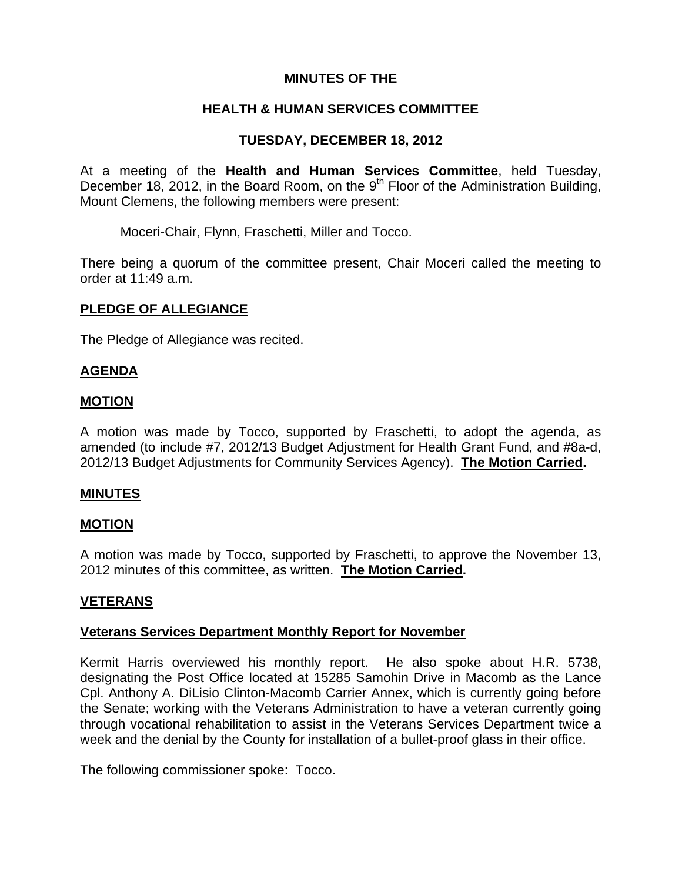# MINUTES OF THE

## HEALTH & HUMAN SERVICES COMMITTEE

## TUESDAY, DECEMBER 18, 2012

At a meeting of the **Health and Human Services Committee**, held Tuesday, December 18, 2012, in the Board Room, on the 9th Floor of the Administration Building, Mount Clemens, the following members were present:

Moceri-Chair, Flynn, Fraschetti, Miller and Tocco.

There being a quorum of the committee present, Chair Moceri called the meeting to order at 11:49 a.m.

**PLEDGE OF ALLEGIANCE**

The Pledge of Allegiance was recited.

**AGENDA**

**MOTION**

A motion was made by Tocco, supported by Fraschetti, to adopt the agenda, as amended (to include #7, 2012/13 Budget Adjustment for Health Grant Fund, and #8a-d, 2012/13 Budget Adjustments for Community Services Agency). **The Motion Carried.**

**MINUTES**

**MOTION**

A motion was made by Tocco, supported by Fraschetti, to approve the November 13, 2012 minutes of this committee, as written. **The Motion Carried.**

**VETERANS**

**Veterans Services Department Monthly Report for November**

Kermit Harris overviewed his monthly report. He also spoke about H.R. 5738, designating the Post Office located at 15285 Samohin Drive in Macomb as the Lance Cpl. Anthony A. DiLisio Clinton-Macomb Carrier Annex, which is currently going before the Senate; working with the Veterans Administration to have a veteran currently going through vocational rehabilitation to assist in the Veterans Services Department twice a week and the denial by the County for installation of a bullet-proof glass in their office.

The following commissioner spoke: Tocco.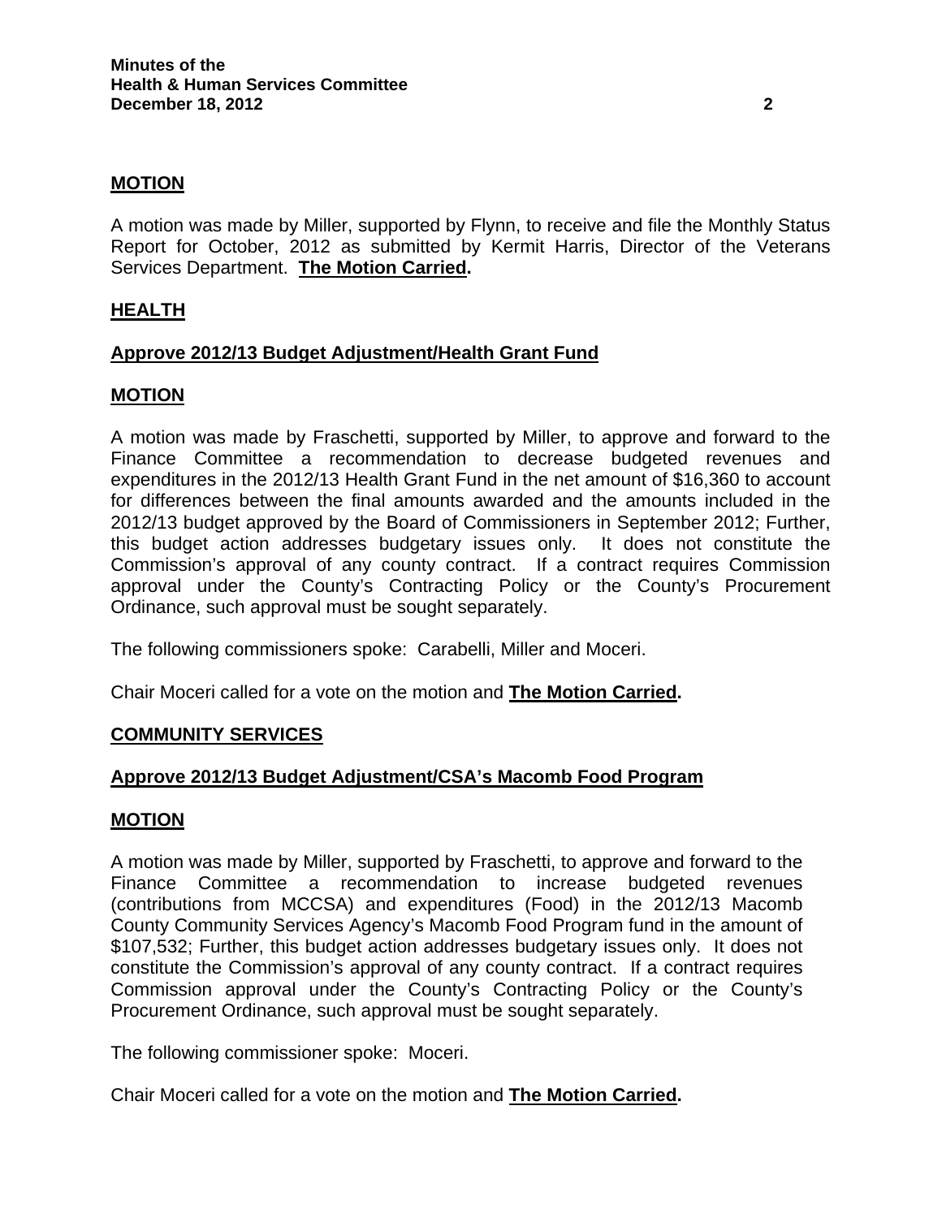## **MOTION**

A motion was made by Miller, supported by Flynn, to receive and file the Monthly Status Report for October, 2012 as submitted by Kermit Harris, Director of the Veterans Services Department. **The Motion Carried.**

## **HEALTH**

### **Approve 2012/13 Budget Adjustment/Health Grant Fund**

## **MOTION**

A motion was made by Fraschetti, supported by Miller, to approve and forward to the Finance Committee a recommendation to decrease budgeted revenues and expenditures in the 2012/13 Health Grant Fund in the net amount of $16,360 to account for differences between the final amounts awarded and the amounts included in the 2012/13 budget approved by the Board of Commissioners in September 2012; Further, this budget action addresses budgetary issues only. It does not constitute the Commission's approval of any county contract. If a contract requires Commission approval under the County's Contracting Policy or the County's Procurement Ordinance, such approval must be sought separately.

The following commissioners spoke: Carabelli, Miller and Moceri.

Chair Moceri called for a vote on the motion and **The Motion Carried.**

## **COMMUNITY SERVICES**

### **Approve 2012/13 Budget Adjustment/CSA's Macomb Food Program**

## **MOTION**

A motion was made by Miller, supported by Fraschetti, to approve and forward to the Finance Committee a recommendation to increase budgeted revenues (contributions from MCCSA) and expenditures (Food) in the 2012/13 Macomb County Community Services Agency's Macomb Food Program fund in the amount of $107,532; Further, this budget action addresses budgetary issues only. It does not constitute the Commission's approval of any county contract. If a contract requires Commission approval under the County's Contracting Policy or the County's Procurement Ordinance, such approval must be sought separately.

The following commissioner spoke: Moceri.

Chair Moceri called for a vote on the motion and **The Motion Carried.**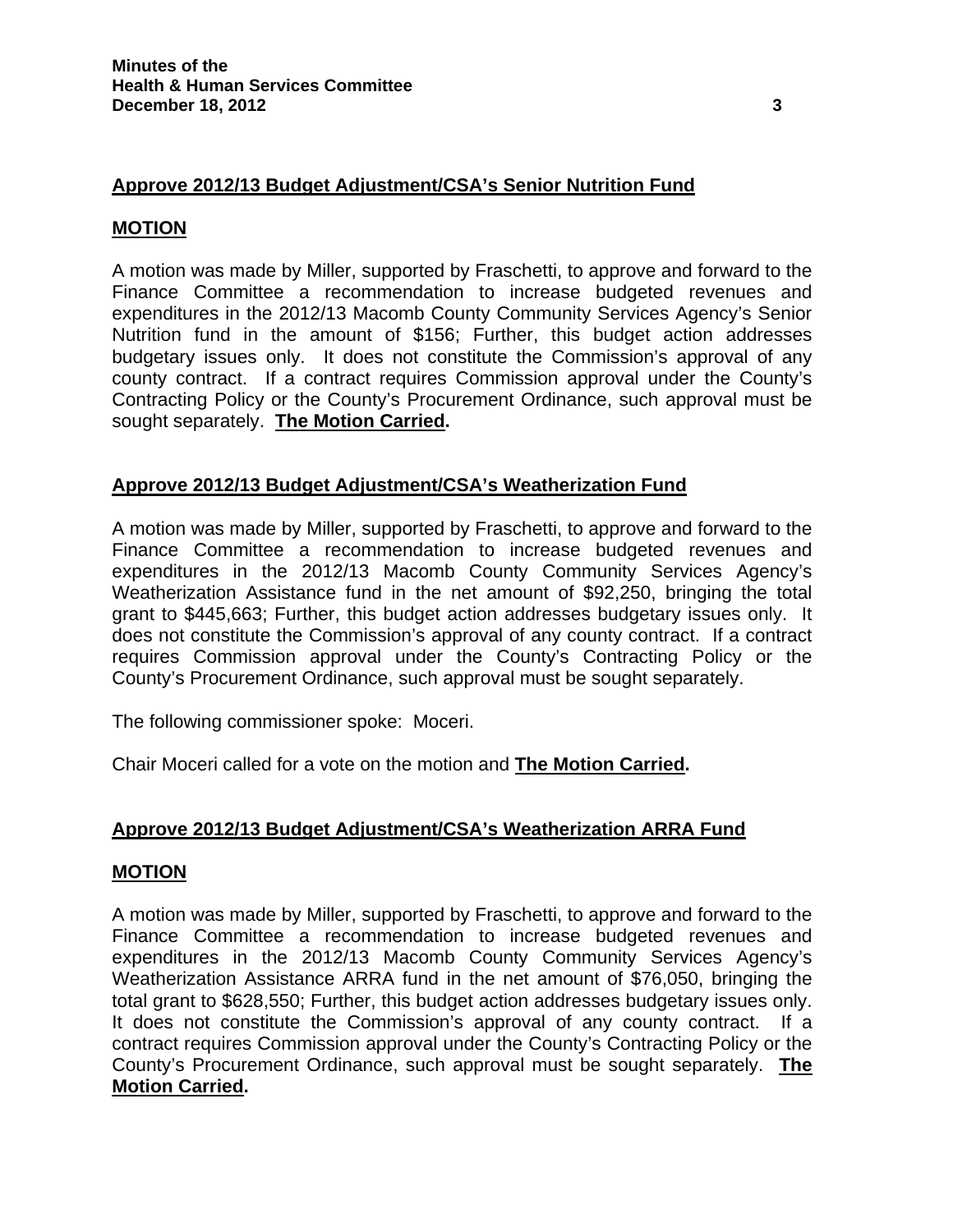**Approve 2012/13 Budget Adjustment/CSA's Senior Nutrition Fund**

**MOTION**

A motion was made by Miller, supported by Fraschetti, to approve and forward to the Finance Committee a recommendation to increase budgeted revenues and expenditures in the 2012/13 Macomb County Community Services Agency's Senior Nutrition fund in the amount of $156; Further, this budget action addresses budgetary issues only. It does not constitute the Commission's approval of any county contract. If a contract requires Commission approval under the County's Contracting Policy or the County's Procurement Ordinance, such approval must be sought separately. **The Motion Carried.**

**Approve 2012/13 Budget Adjustment/CSA's Weatherization Fund**

A motion was made by Miller, supported by Fraschetti, to approve and forward to the Finance Committee a recommendation to increase budgeted revenues and expenditures in the 2012/13 Macomb County Community Services Agency's Weatherization Assistance fund in the net amount of $92,250, bringing the total grant to $445,663; Further, this budget action addresses budgetary issues only. It does not constitute the Commission's approval of any county contract. If a contract requires Commission approval under the County's Contracting Policy or the County's Procurement Ordinance, such approval must be sought separately.

The following commissioner spoke: Moceri.

Chair Moceri called for a vote on the motion and **The Motion Carried.**

**Approve 2012/13 Budget Adjustment/CSA's Weatherization ARRA Fund**

**MOTION**

A motion was made by Miller, supported by Fraschetti, to approve and forward to the Finance Committee a recommendation to increase budgeted revenues and expenditures in the 2012/13 Macomb County Community Services Agency's Weatherization Assistance ARRA fund in the net amount of $76,050, bringing the total grant to $628,550; Further, this budget action addresses budgetary issues only. It does not constitute the Commission's approval of any county contract. If a contract requires Commission approval under the County's Contracting Policy or the County's Procurement Ordinance, such approval must be sought separately. **The Motion Carried.**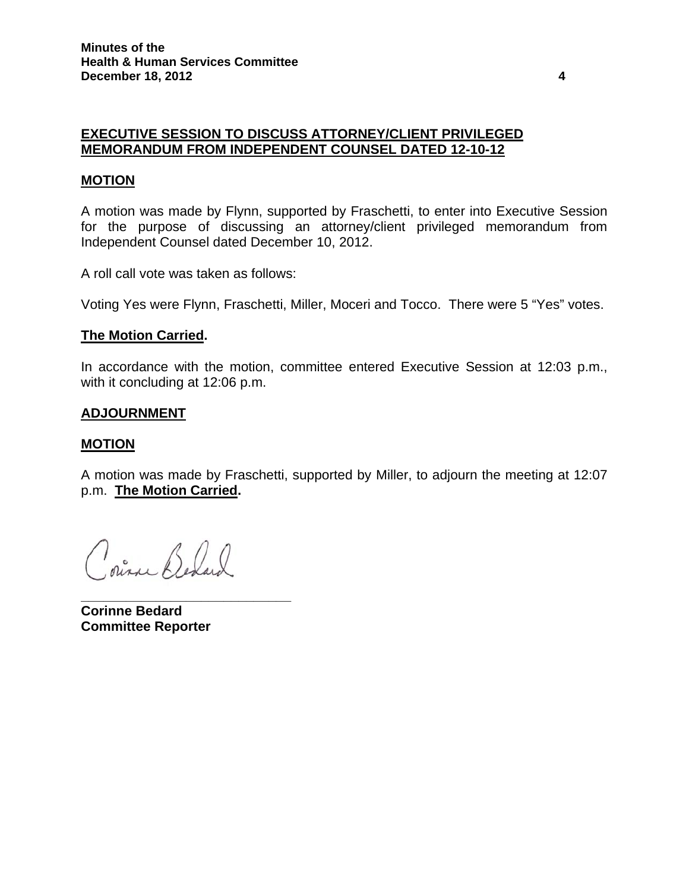**EXECUTIVE SESSION TO DISCUSS ATTORNEY/CLIENT PRIVILEGED MEMORANDUM FROM INDEPENDENT COUNSEL DATED 12-10-12**

**MOTION**

A motion was made by Flynn, supported by Fraschetti, to enter into Executive Session for the purpose of discussing an attorney/client privileged memorandum from Independent Counsel dated December 10, 2012.

A roll call vote was taken as follows:

Voting Yes were Flynn, Fraschetti, Miller, Moceri and Tocco. There were 5 "Yes" votes.

**The Motion Carried.**

In accordance with the motion, committee entered Executive Session at 12:03 p.m., with it concluding at 12:06 p.m.

**ADJOURNMENT**

**MOTION**

A motion was made by Fraschetti, supported by Miller, to adjourn the meeting at 12:07 p.m. **The Motion Carried.**

Corinne Bedard

\_\_\_\_\_\_\_\_\_\_\_\_\_\_\_\_\_\_\_\_\_\_\_\_\_\_\_\_\_\_

**Corinne Bedard**
**Committee Reporter**